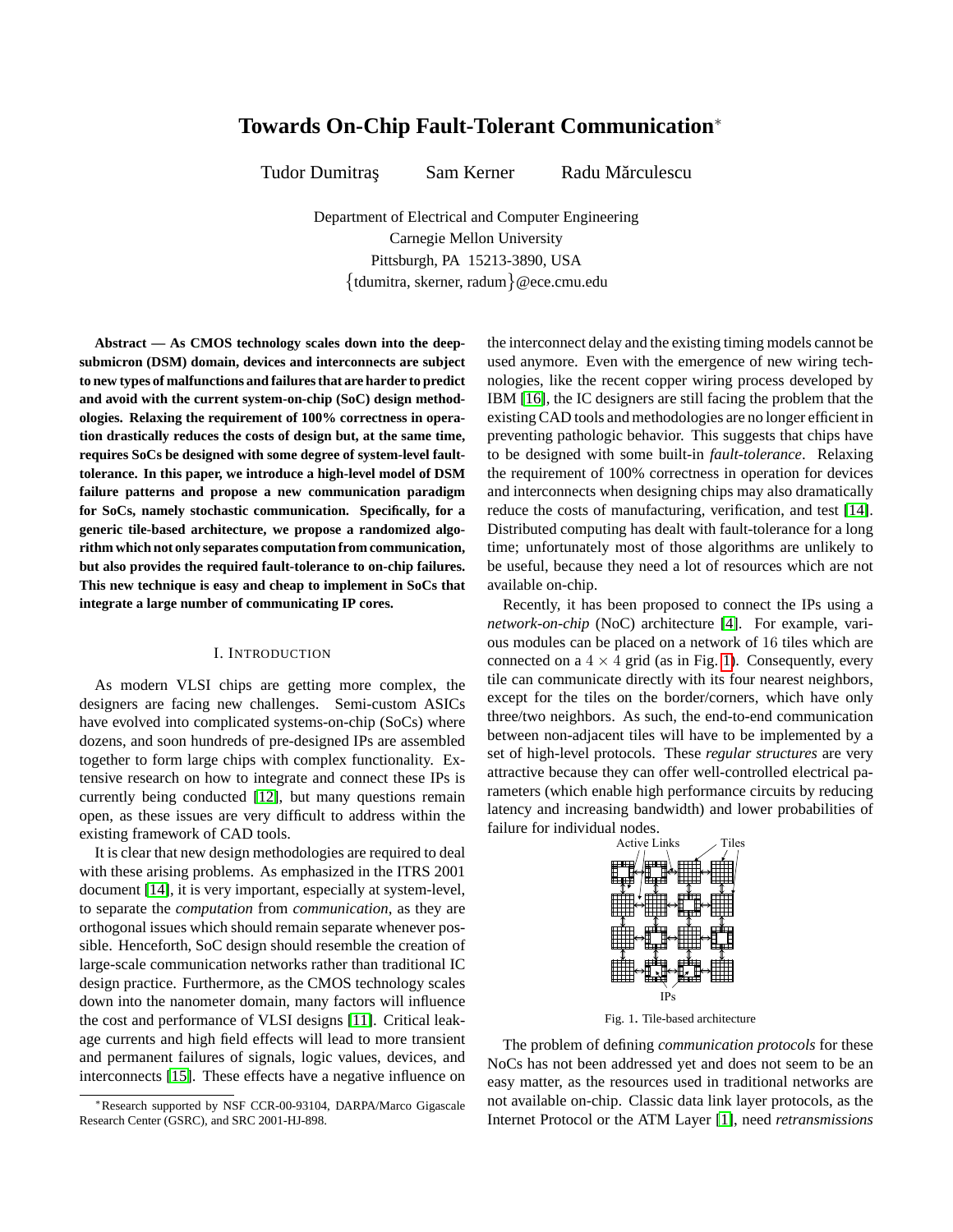# Towards On-Chip Fault-Tolerant Communication*

Tudor Dumitraş    Sam Kerner    Radu Mărculescu

Department of Electrical and Computer Engineering
Carnegie Mellon University
Pittsburgh, PA 15213-3890, USA
{tdumitra, skerner, radum}@ece.cmu.edu

**Abstract — As CMOS technology scales down into the deep-submicron (DSM) domain, devices and interconnects are subject to new types of malfunctions and failures that are harder to predict and avoid with the current system-on-chip (SoC) design methodologies. Relaxing the requirement of 100% correctness in operation drastically reduces the costs of design but, at the same time, requires SoCs be designed with some degree of system-level fault-tolerance. In this paper, we introduce a high-level model of DSM failure patterns and propose a new communication paradigm for SoCs, namely stochastic communication. Specifically, for a generic tile-based architecture, we propose a randomized algorithm which not only separates computation from communication, but also provides the required fault-tolerance to on-chip failures. This new technique is easy and cheap to implement in SoCs that integrate a large number of communicating IP cores.**

## I. Introduction

As modern VLSI chips are getting more complex, the designers are facing new challenges. Semi-custom ASICs have evolved into complicated systems-on-chip (SoCs) where dozens, and soon hundreds of pre-designed IPs are assembled together to form large chips with complex functionality. Extensive research on how to integrate and connect these IPs is currently being conducted [12], but many questions remain open, as these issues are very difficult to address within the existing framework of CAD tools.

It is clear that new design methodologies are required to deal with these arising problems. As emphasized in the ITRS 2001 document [14], it is very important, especially at system-level, to separate the *computation* from *communication*, as they are orthogonal issues which should remain separate whenever possible. Henceforth, SoC design should resemble the creation of large-scale communication networks rather than traditional IC design practice. Furthermore, as the CMOS technology scales down into the nanometer domain, many factors will influence the cost and performance of VLSI designs [11]. Critical leakage currents and high field effects will lead to more transient and permanent failures of signals, logic values, devices, and interconnects [15]. These effects have a negative influence on the interconnect delay and the existing timing models cannot be used anymore. Even with the emergence of new wiring technologies, like the recent copper wiring process developed by IBM [16], the IC designers are still facing the problem that the existing CAD tools and methodologies are no longer efficient in preventing pathologic behavior. This suggests that chips have to be designed with some built-in *fault-tolerance*. Relaxing the requirement of 100% correctness in operation for devices and interconnects when designing chips may also dramatically reduce the costs of manufacturing, verification, and test [14]. Distributed computing has dealt with fault-tolerance for a long time; unfortunately most of those algorithms are unlikely to be useful, because they need a lot of resources which are not available on-chip.

Recently, it has been proposed to connect the IPs using a *network-on-chip* (NoC) architecture [4]. For example, various modules can be placed on a network of 16 tiles which are connected on a $4 \times 4$ grid (as in Fig. 1). Consequently, every tile can communicate directly with its four nearest neighbors, except for the tiles on the border/corners, which have only three/two neighbors. As such, the end-to-end communication between non-adjacent tiles will have to be implemented by a set of high-level protocols. These *regular structures* are very attractive because they can offer well-controlled electrical parameters (which enable high performance circuits by reducing latency and increasing bandwidth) and lower probabilities of failure for individual nodes.

Fig. 1. Tile-based architecture

The problem of defining *communication protocols* for these NoCs has not been addressed yet and does not seem to be an easy matter, as the resources used in traditional networks are not available on-chip. Classic data link layer protocols, as the Internet Protocol or the ATM Layer [1], need *retransmissions*

*Research supported by NSF CCR-00-93104, DARPA/Marco Gigascale Research Center (GSRC), and SRC 2001-HJ-898.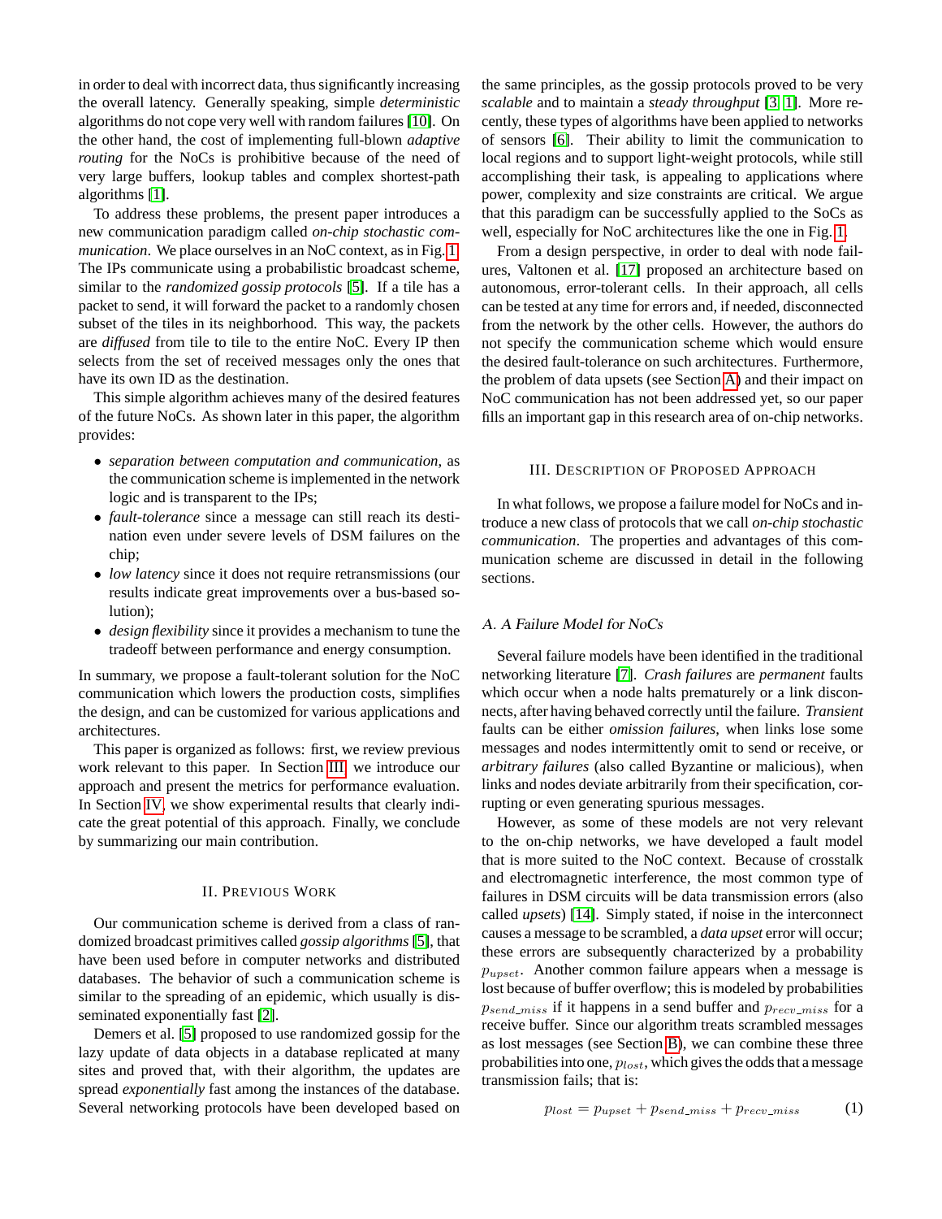in order to deal with incorrect data, thus significantly increasing the overall latency. Generally speaking, simple *deterministic* algorithms do not cope very well with random failures [10]. On the other hand, the cost of implementing full-blown *adaptive routing* for the NoCs is prohibitive because of the need of very large buffers, lookup tables and complex shortest-path algorithms [1].

To address these problems, the present paper introduces a new communication paradigm called *on-chip stochastic communication*. We place ourselves in an NoC context, as in Fig. 1. The IPs communicate using a probabilistic broadcast scheme, similar to the *randomized gossip protocols* [5]. If a tile has a packet to send, it will forward the packet to a randomly chosen subset of the tiles in its neighborhood. This way, the packets are *diffused* from tile to tile to the entire NoC. Every IP then selects from the set of received messages only the ones that have its own ID as the destination.

This simple algorithm achieves many of the desired features of the future NoCs. As shown later in this paper, the algorithm provides:

- *separation between computation and communication*, as the communication scheme is implemented in the network logic and is transparent to the IPs;
- *fault-tolerance* since a message can still reach its destination even under severe levels of DSM failures on the chip;
- *low latency* since it does not require retransmissions (our results indicate great improvements over a bus-based solution);
- *design flexibility* since it provides a mechanism to tune the tradeoff between performance and energy consumption.

In summary, we propose a fault-tolerant solution for the NoC communication which lowers the production costs, simplifies the design, and can be customized for various applications and architectures.

This paper is organized as follows: first, we review previous work relevant to this paper. In Section III, we introduce our approach and present the metrics for performance evaluation. In Section IV, we show experimental results that clearly indicate the great potential of this approach. Finally, we conclude by summarizing our main contribution.

## II. Previous Work

Our communication scheme is derived from a class of randomized broadcast primitives called *gossip algorithms* [5], that have been used before in computer networks and distributed databases. The behavior of such a communication scheme is similar to the spreading of an epidemic, which usually is disseminated exponentially fast [2].

Demers et al. [5] proposed to use randomized gossip for the lazy update of data objects in a database replicated at many sites and proved that, with their algorithm, the updates are spread *exponentially* fast among the instances of the database. Several networking protocols have been developed based on the same principles, as the gossip protocols proved to be very *scalable* and to maintain a *steady throughput* [3, 1]. More recently, these types of algorithms have been applied to networks of sensors [6]. Their ability to limit the communication to local regions and to support light-weight protocols, while still accomplishing their task, is appealing to applications where power, complexity and size constraints are critical. We argue that this paradigm can be successfully applied to the SoCs as well, especially for NoC architectures like the one in Fig. 1.

From a design perspective, in order to deal with node failures, Valtonen et al. [17] proposed an architecture based on autonomous, error-tolerant cells. In their approach, all cells can be tested at any time for errors and, if needed, disconnected from the network by the other cells. However, the authors do not specify the communication scheme which would ensure the desired fault-tolerance on such architectures. Furthermore, the problem of data upsets (see Section A) and their impact on NoC communication has not been addressed yet, so our paper fills an important gap in this research area of on-chip networks.

## III. Description of Proposed Approach

In what follows, we propose a failure model for NoCs and introduce a new class of protocols that we call *on-chip stochastic communication*. The properties and advantages of this communication scheme are discussed in detail in the following sections.

### A. A Failure Model for NoCs

Several failure models have been identified in the traditional networking literature [7]. *Crash failures* are *permanent* faults which occur when a node halts prematurely or a link disconnects, after having behaved correctly until the failure. *Transient* faults can be either *omission failures*, when links lose some messages and nodes intermittently omit to send or receive, or *arbitrary failures* (also called Byzantine or malicious), when links and nodes deviate arbitrarily from their specification, corrupting or even generating spurious messages.

However, as some of these models are not very relevant to the on-chip networks, we have developed a fault model that is more suited to the NoC context. Because of crosstalk and electromagnetic interference, the most common type of failures in DSM circuits will be data transmission errors (also called *upsets*) [14]. Simply stated, if noise in the interconnect causes a message to be scrambled, a *data upset* error will occur; these errors are subsequently characterized by a probability $p_{upset}$. Another common failure appears when a message is lost because of buffer overflow; this is modeled by probabilities $p_{send\_miss}$ if it happens in a send buffer and $p_{recv\_miss}$ for a receive buffer. Since our algorithm treats scrambled messages as lost messages (see Section B), we can combine these three probabilities into one, $p_{lost}$, which gives the odds that a message transmission fails; that is:

$$p_{lost} = p_{upset} + p_{send\_miss} + p_{recv\_miss} \tag{1}$$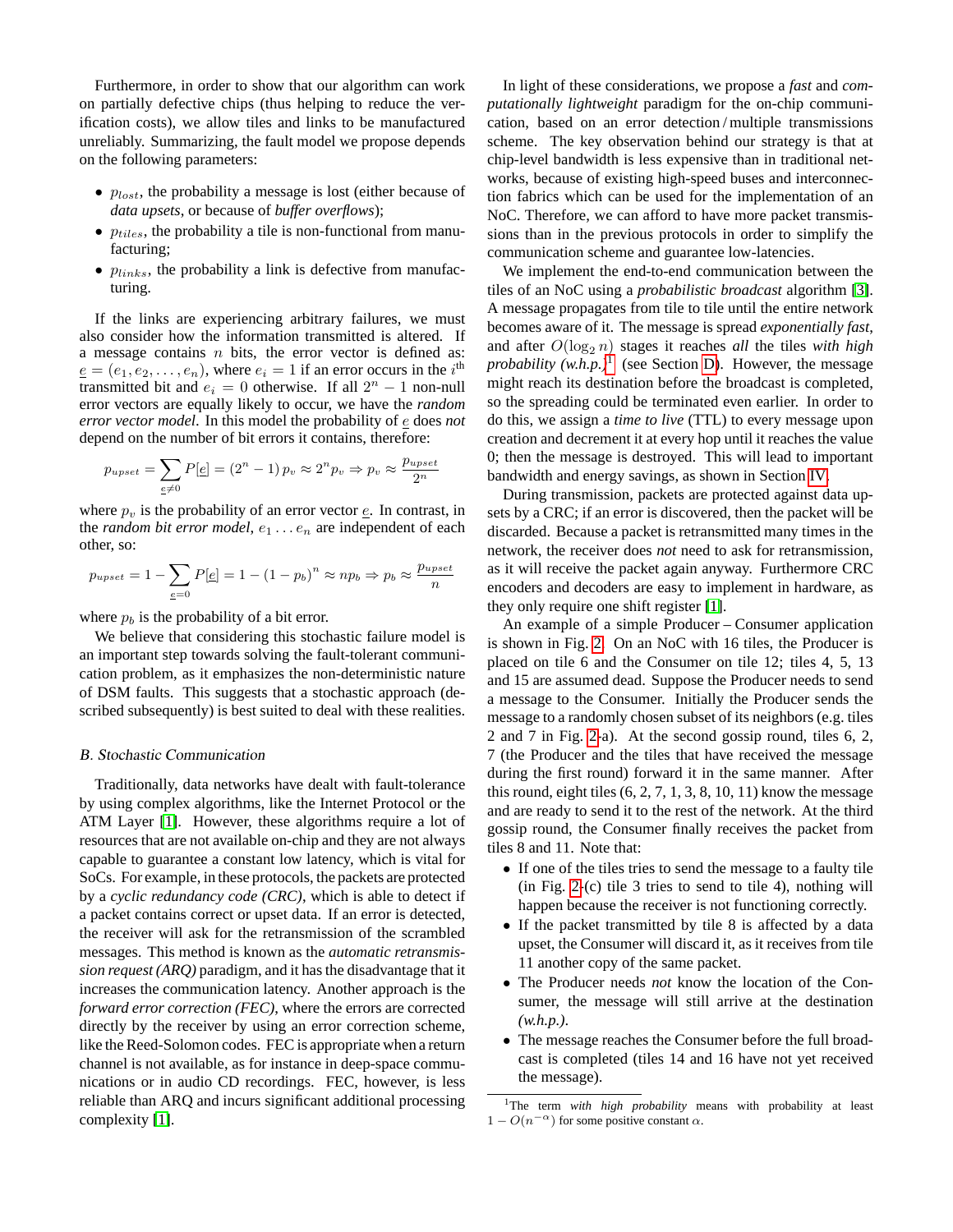Furthermore, in order to show that our algorithm can work on partially defective chips (thus helping to reduce the verification costs), we allow tiles and links to be manufactured unreliably. Summarizing, the fault model we propose depends on the following parameters:

- $p_{lost}$, the probability a message is lost (either because of *data upsets*, or because of *buffer overflows*);
- $p_{tiles}$, the probability a tile is non-functional from manufacturing;
- $p_{links}$, the probability a link is defective from manufacturing.

If the links are experiencing arbitrary failures, we must also consider how the information transmitted is altered. If a message contains $n$ bits, the error vector is defined as: $\underline{e} = (e_1, e_2, \ldots, e_n)$, where $e_i = 1$ if an error occurs in the $i^{\text{th}}$ transmitted bit and $e_i = 0$ otherwise. If all $2^n - 1$ non-null error vectors are equally likely to occur, we have the *random error vector model*. In this model the probability of $\underline{e}$ does *not* depend on the number of bit errors it contains, therefore:

$$p_{upset} = \sum_{\underline{e} \neq 0} P[\underline{e}] = (2^n - 1)\, p_v \approx 2^n p_v \Rightarrow p_v \approx \frac{p_{upset}}{2^n}$$

where $p_v$ is the probability of an error vector $\underline{e}$. In contrast, in the *random bit error model*, $e_1 \ldots e_n$ are independent of each other, so:

$$p_{upset} = 1 - \sum_{\underline{e} = 0} P[\underline{e}] = 1 - (1 - p_b)^n \approx n p_b \Rightarrow p_b \approx \frac{p_{upset}}{n}$$

where $p_b$ is the probability of a bit error.

We believe that considering this stochastic failure model is an important step towards solving the fault-tolerant communication problem, as it emphasizes the non-deterministic nature of DSM faults. This suggests that a stochastic approach (described subsequently) is best suited to deal with these realities.

### B. Stochastic Communication

Traditionally, data networks have dealt with fault-tolerance by using complex algorithms, like the Internet Protocol or the ATM Layer [1]. However, these algorithms require a lot of resources that are not available on-chip and they are not always capable to guarantee a constant low latency, which is vital for SoCs. For example, in these protocols, the packets are protected by a *cyclic redundancy code (CRC)*, which is able to detect if a packet contains correct or upset data. If an error is detected, the receiver will ask for the retransmission of the scrambled messages. This method is known as the *automatic retransmission request (ARQ)* paradigm, and it has the disadvantage that it increases the communication latency. Another approach is the *forward error correction (FEC)*, where the errors are corrected directly by the receiver by using an error correction scheme, like the Reed-Solomon codes. FEC is appropriate when a return channel is not available, as for instance in deep-space communications or in audio CD recordings. FEC, however, is less reliable than ARQ and incurs significant additional processing complexity [1].

In light of these considerations, we propose a *fast* and *computationally lightweight* paradigm for the on-chip communication, based on an error detection / multiple transmissions scheme. The key observation behind our strategy is that at chip-level bandwidth is less expensive than in traditional networks, because of existing high-speed buses and interconnection fabrics which can be used for the implementation of an NoC. Therefore, we can afford to have more packet transmissions than in the previous protocols in order to simplify the communication scheme and guarantee low-latencies.

We implement the end-to-end communication between the tiles of an NoC using a *probabilistic broadcast* algorithm [3]. A message propagates from tile to tile until the entire network becomes aware of it. The message is spread *exponentially fast*, and after $O(\log_2 n)$ stages it reaches *all* the tiles *with high probability (w.h.p.)*[1] (see Section D). However, the message might reach its destination before the broadcast is completed, so the spreading could be terminated even earlier. In order to do this, we assign a *time to live* (TTL) to every message upon creation and decrement it at every hop until it reaches the value 0; then the message is destroyed. This will lead to important bandwidth and energy savings, as shown in Section IV.

During transmission, packets are protected against data upsets by a CRC; if an error is discovered, then the packet will be discarded. Because a packet is retransmitted many times in the network, the receiver does *not* need to ask for retransmission, as it will receive the packet again anyway. Furthermore CRC encoders and decoders are easy to implement in hardware, as they only require one shift register [1].

An example of a simple Producer – Consumer application is shown in Fig. 2. On an NoC with 16 tiles, the Producer is placed on tile 6 and the Consumer on tile 12; tiles 4, 5, 13 and 15 are assumed dead. Suppose the Producer needs to send a message to the Consumer. Initially the Producer sends the message to a randomly chosen subset of its neighbors (e.g. tiles 2 and 7 in Fig. 2-a). At the second gossip round, tiles 6, 2, 7 (the Producer and the tiles that have received the message during the first round) forward it in the same manner. After this round, eight tiles (6, 2, 7, 1, 3, 8, 10, 11) know the message and are ready to send it to the rest of the network. At the third gossip round, the Consumer finally receives the packet from tiles 8 and 11. Note that:

- If one of the tiles tries to send the message to a faulty tile (in Fig. 2-(c) tile 3 tries to send to tile 4), nothing will happen because the receiver is not functioning correctly.
- If the packet transmitted by tile 8 is affected by a data upset, the Consumer will discard it, as it receives from tile 11 another copy of the same packet.
- The Producer needs *not* know the location of the Consumer, the message will still arrive at the destination *(w.h.p.)*.
- The message reaches the Consumer before the full broadcast is completed (tiles 14 and 16 have not yet received the message).

[1] The term *with high probability* means with probability at least $1 - O(n^{-\alpha})$ for some positive constant $\alpha$.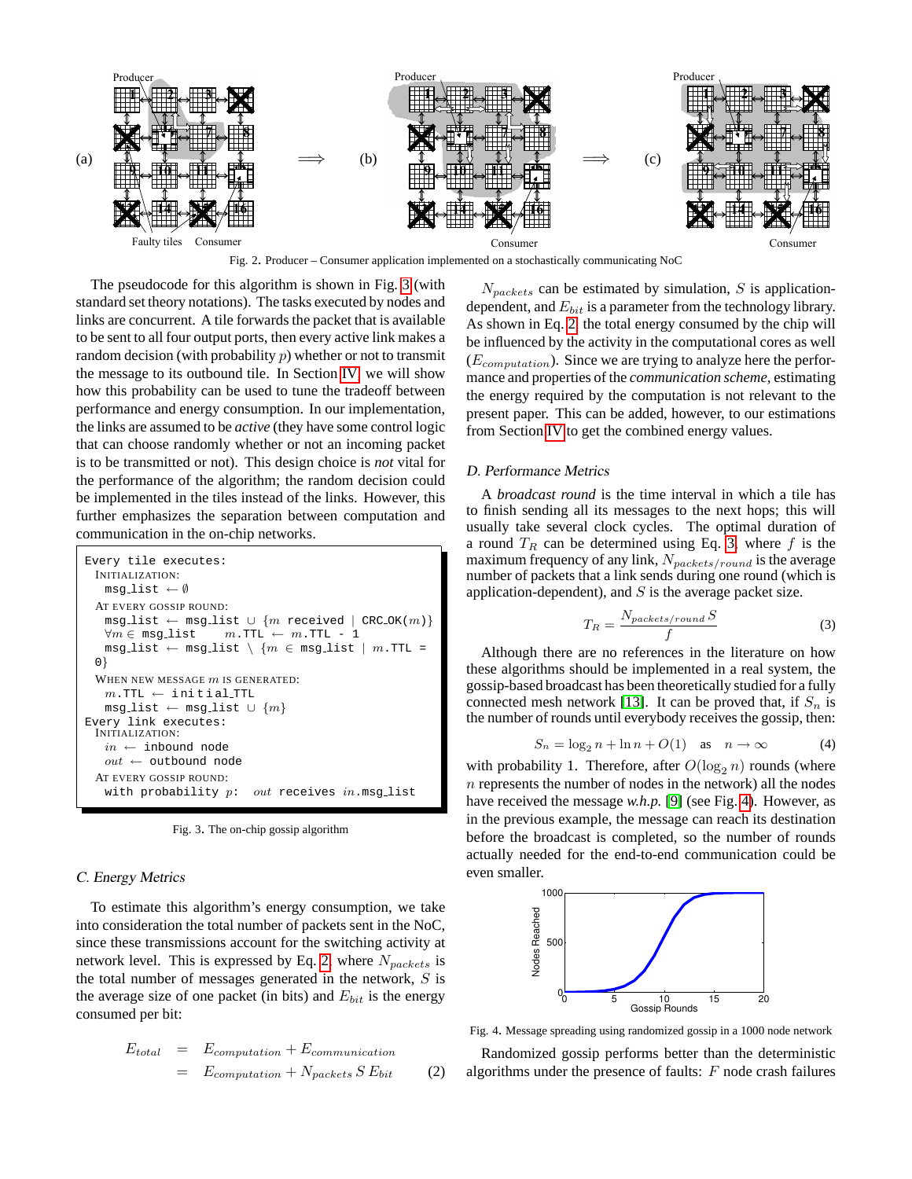Fig. 2. Producer – Consumer application implemented on a stochastically communicating NoC

The pseudocode for this algorithm is shown in Fig. 3 (with standard set theory notations). The tasks executed by nodes and links are concurrent. A tile forwards the packet that is available to be sent to all four output ports, then every active link makes a random decision (with probability $p$) whether or not to transmit the message to its outbound tile. In Section IV we will show how this probability can be used to tune the tradeoff between performance and energy consumption. In our implementation, the links are assumed to be *active* (they have some control logic that can choose randomly whether or not an incoming packet is to be transmitted or not). This design choice is *not* vital for the performance of the algorithm; the random decision could be implemented in the tiles instead of the links. However, this further emphasizes the separation between computation and communication in the on-chip networks.

```
Every tile executes:
  INITIALIZATION:
    msg_list ← ∅
  AT EVERY GOSSIP ROUND:
    msg_list ← msg_list ∪ {m received | CRC_OK(m)}
    ∀m ∈ msg_list    m.TTL ← m.TTL - 1
    msg_list ← msg_list \ {m ∈ msg_list | m.TTL = 0}
  WHEN NEW MESSAGE m IS GENERATED:
    m.TTL ← initial_TTL
    msg_list ← msg_list ∪ {m}
Every link executes:
  INITIALIZATION:
    in ← inbound node
    out ← outbound node
  AT EVERY GOSSIP ROUND:
    with probability p:  out receives in.msg_list
```

Fig. 3. The on-chip gossip algorithm

### C. Energy Metrics

To estimate this algorithm's energy consumption, we take into consideration the total number of packets sent in the NoC, since these transmissions account for the switching activity at network level. This is expressed by Eq. 2, where $N_{packets}$ is the total number of messages generated in the network, $S$ is the average size of one packet (in bits) and $E_{bit}$ is the energy consumed per bit:

$$\begin{aligned} E_{total} &= E_{computation} + E_{communication} \\ &= E_{computation} + N_{packets}\, S\, E_{bit} \end{aligned} \tag{2}$$

$N_{packets}$ can be estimated by simulation, $S$ is application-dependent, and $E_{bit}$ is a parameter from the technology library. As shown in Eq. 2, the total energy consumed by the chip will be influenced by the activity in the computational cores as well ($E_{computation}$). Since we are trying to analyze here the performance and properties of the *communication scheme*, estimating the energy required by the computation is not relevant to the present paper. This can be added, however, to our estimations from Section IV to get the combined energy values.

### D. Performance Metrics

A *broadcast round* is the time interval in which a tile has to finish sending all its messages to the next hops; this will usually take several clock cycles. The optimal duration of a round $T_R$ can be determined using Eq. 3, where $f$ is the maximum frequency of any link, $N_{packets/round}$ is the average number of packets that a link sends during one round (which is application-dependent), and $S$ is the average packet size.

$$T_R = \frac{N_{packets/round}\, S}{f} \tag{3}$$

Although there are no references in the literature on how these algorithms should be implemented in a real system, the gossip-based broadcast has been theoretically studied for a fully connected mesh network [13]. It can be proved that, if $S_n$ is the number of rounds until everybody receives the gossip, then:

$$S_n = \log_2 n + \ln n + O(1) \quad \text{as} \quad n \to \infty \tag{4}$$

with probability 1. Therefore, after $O(\log_2 n)$ rounds (where $n$ represents the number of nodes in the network) all the nodes have received the message *w.h.p.* [9] (see Fig. 4). However, as in the previous example, the message can reach its destination before the broadcast is completed, so the number of rounds actually needed for the end-to-end communication could be even smaller.

Fig. 4. Message spreading using randomized gossip in a 1000 node network

Randomized gossip performs better than the deterministic algorithms under the presence of faults: $F$ node crash failures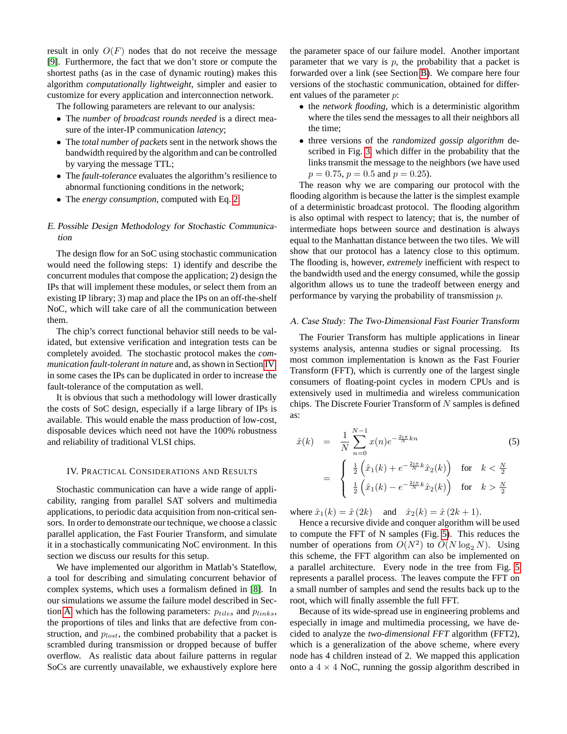result in only $O(F)$ nodes that do not receive the message [9]. Furthermore, the fact that we don't store or compute the shortest paths (as in the case of dynamic routing) makes this algorithm *computationally lightweight*, simpler and easier to customize for every application and interconnection network.

The following parameters are relevant to our analysis:

- The *number of broadcast rounds needed* is a direct measure of the inter-IP communication *latency*;
- The *total number of packets* sent in the network shows the bandwidth required by the algorithm and can be controlled by varying the message TTL;
- The *fault-tolerance* evaluates the algorithm's resilience to abnormal functioning conditions in the network;
- The *energy consumption*, computed with Eq. 2

### E. Possible Design Methodology for Stochastic Communication

The design flow for an SoC using stochastic communication would need the following steps: 1) identify and describe the concurrent modules that compose the application; 2) design the IPs that will implement these modules, or select them from an existing IP library; 3) map and place the IPs on an off-the-shelf NoC, which will take care of all the communication between them.

The chip's correct functional behavior still needs to be validated, but extensive verification and integration tests can be completely avoided. The stochastic protocol makes the *communication fault-tolerant in nature* and, as shown in Section IV, in some cases the IPs can be duplicated in order to increase the fault-tolerance of the computation as well.

It is obvious that such a methodology will lower drastically the costs of SoC design, especially if a large library of IPs is available. This would enable the mass production of low-cost, disposable devices which need not have the 100% robustness and reliability of traditional VLSI chips.

## IV. Practical Considerations and Results

Stochastic communication can have a wide range of applicability, ranging from parallel SAT solvers and multimedia applications, to periodic data acquisition from non-critical sensors. In order to demonstrate our technique, we choose a classic parallel application, the Fast Fourier Transform, and simulate it in a stochastically communicating NoC environment. In this section we discuss our results for this setup.

We have implemented our algorithm in Matlab's Stateflow, a tool for describing and simulating concurrent behavior of complex systems, which uses a formalism defined in [8]. In our simulations we assume the failure model described in Section A which has the following parameters: $p_{tiles}$ and $p_{links}$, the proportions of tiles and links that are defective from construction, and $p_{lost}$, the combined probability that a packet is scrambled during transmission or dropped because of buffer overflow. As realistic data about failure patterns in regular SoCs are currently unavailable, we exhaustively explore here the parameter space of our failure model. Another important parameter that we vary is $p$, the probability that a packet is forwarded over a link (see Section B). We compare here four versions of the stochastic communication, obtained for different values of the parameter $p$:

- the *network flooding*, which is a deterministic algorithm where the tiles send the messages to all their neighbors all the time;
- three versions of the *randomized gossip algorithm* described in Fig. 3, which differ in the probability that the links transmit the message to the neighbors (we have used $p = 0.75$, $p = 0.5$ and $p = 0.25$).

The reason why we are comparing our protocol with the flooding algorithm is because the latter is the simplest example of a deterministic broadcast protocol. The flooding algorithm is also optimal with respect to latency; that is, the number of intermediate hops between source and destination is always equal to the Manhattan distance between the two tiles. We will show that our protocol has a latency close to this optimum. The flooding is, however, *extremely* inefficient with respect to the bandwidth used and the energy consumed, while the gossip algorithm allows us to tune the tradeoff between energy and performance by varying the probability of transmission $p$.

### A. Case Study: The Two-Dimensional Fast Fourier Transform

The Fourier Transform has multiple applications in linear systems analysis, antenna studies or signal processing. Its most common implementation is known as the Fast Fourier Transform (FFT), which is currently one of the largest single consumers of floating-point cycles in modern CPUs and is extensively used in multimedia and wireless communication chips. The Discrete Fourier Transform of $N$ samples is defined as:

$$
\begin{aligned}
\hat{x}(k) &= \frac{1}{N}\sum_{n=0}^{N-1} x(n) e^{-\frac{2i\pi}{N}kn} \qquad (5)\\
&= \begin{cases} \frac{1}{2}\left(\hat{x}_1(k) + e^{-\frac{2i\pi}{N}k}\hat{x}_2(k)\right) & \text{for} \quad k < \frac{N}{2} \\ \frac{1}{2}\left(\hat{x}_1(k) - e^{-\frac{2i\pi}{N}k}\hat{x}_2(k)\right) & \text{for} \quad k > \frac{N}{2} \end{cases}
\end{aligned}
$$

where $\hat{x}_1(k) = \hat{x}(2k)$ and $\hat{x}_2(k) = \hat{x}(2k+1)$.

Hence a recursive divide and conquer algorithm will be used to compute the FFT of N samples (Fig. 5). This reduces the number of operations from $O(N^2)$ to $O(N \log_2 N)$. Using this scheme, the FFT algorithm can also be implemented on a parallel architecture. Every node in the tree from Fig. 5 represents a parallel process. The leaves compute the FFT on a small number of samples and send the results back up to the root, which will finally assemble the full FFT.

Because of its wide-spread use in engineering problems and especially in image and multimedia processing, we have decided to analyze the *two-dimensional FFT* algorithm (FFT2), which is a generalization of the above scheme, where every node has 4 children instead of 2. We mapped this application onto a $4 \times 4$ NoC, running the gossip algorithm described in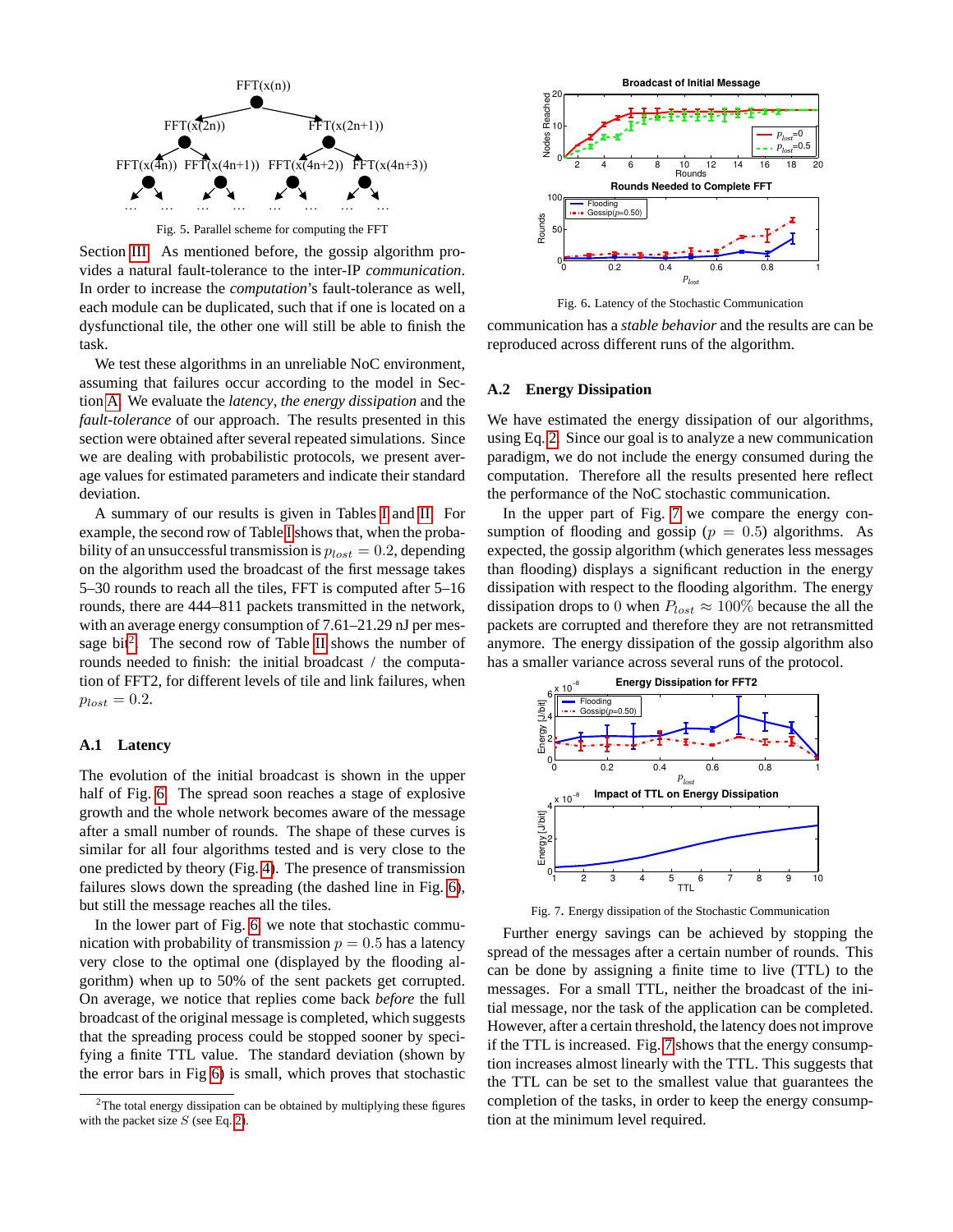Fig. 5. Parallel scheme for computing the FFT

Section III. As mentioned before, the gossip algorithm provides a natural fault-tolerance to the inter-IP *communication*. In order to increase the *computation*'s fault-tolerance as well, each module can be duplicated, such that if one is located on a dysfunctional tile, the other one will still be able to finish the task.

We test these algorithms in an unreliable NoC environment, assuming that failures occur according to the model in Section A. We evaluate the *latency*, *the energy dissipation* and the *fault-tolerance* of our approach. The results presented in this section were obtained after several repeated simulations. Since we are dealing with probabilistic protocols, we present average values for estimated parameters and indicate their standard deviation.

A summary of our results is given in Tables I and II. For example, the second row of Table I shows that, when the probability of an unsuccessful transmission is $p_{lost} = 0.2$, depending on the algorithm used the broadcast of the first message takes 5–30 rounds to reach all the tiles, FFT is computed after 5–16 rounds, there are 444–811 packets transmitted in the network, with an average energy consumption of 7.61–21.29 nJ per message bit[2]. The second row of Table II shows the number of rounds needed to finish: the initial broadcast / the computation of FFT2, for different levels of tile and link failures, when $p_{lost} = 0.2$.

### A.1 Latency

The evolution of the initial broadcast is shown in the upper half of Fig. 6. The spread soon reaches a stage of explosive growth and the whole network becomes aware of the message after a small number of rounds. The shape of these curves is similar for all four algorithms tested and is very close to the one predicted by theory (Fig. 4). The presence of transmission failures slows down the spreading (the dashed line in Fig. 6), but still the message reaches all the tiles.

In the lower part of Fig. 6, we note that stochastic communication with probability of transmission $p = 0.5$ has a latency very close to the optimal one (displayed by the flooding algorithm) when up to 50% of the sent packets get corrupted. On average, we notice that replies come back *before* the full broadcast of the original message is completed, which suggests that the spreading process could be stopped sooner by specifying a finite TTL value. The standard deviation (shown by the error bars in Fig 6) is small, which proves that stochastic

[2] The total energy dissipation can be obtained by multiplying these figures with the packet size $S$ (see Eq. 2).

Fig. 6. Latency of the Stochastic Communication

communication has a *stable behavior* and the results are can be reproduced across different runs of the algorithm.

### A.2 Energy Dissipation

We have estimated the energy dissipation of our algorithms, using Eq. 2. Since our goal is to analyze a new communication paradigm, we do not include the energy consumed during the computation. Therefore all the results presented here reflect the performance of the NoC stochastic communication.

In the upper part of Fig. 7 we compare the energy consumption of flooding and gossip ($p = 0.5$) algorithms. As expected, the gossip algorithm (which generates less messages than flooding) displays a significant reduction in the energy dissipation with respect to the flooding algorithm. The energy dissipation drops to 0 when $P_{lost} \approx 100\%$ because the all the packets are corrupted and therefore they are not retransmitted anymore. The energy dissipation of the gossip algorithm also has a smaller variance across several runs of the protocol.

Fig. 7. Energy dissipation of the Stochastic Communication

Further energy savings can be achieved by stopping the spread of the messages after a certain number of rounds. This can be done by assigning a finite time to live (TTL) to the messages. For a small TTL, neither the broadcast of the initial message, nor the task of the application can be completed. However, after a certain threshold, the latency does not improve if the TTL is increased. Fig. 7 shows that the energy consumption increases almost linearly with the TTL. This suggests that the TTL can be set to the smallest value that guarantees the completion of the tasks, in order to keep the energy consumption at the minimum level required.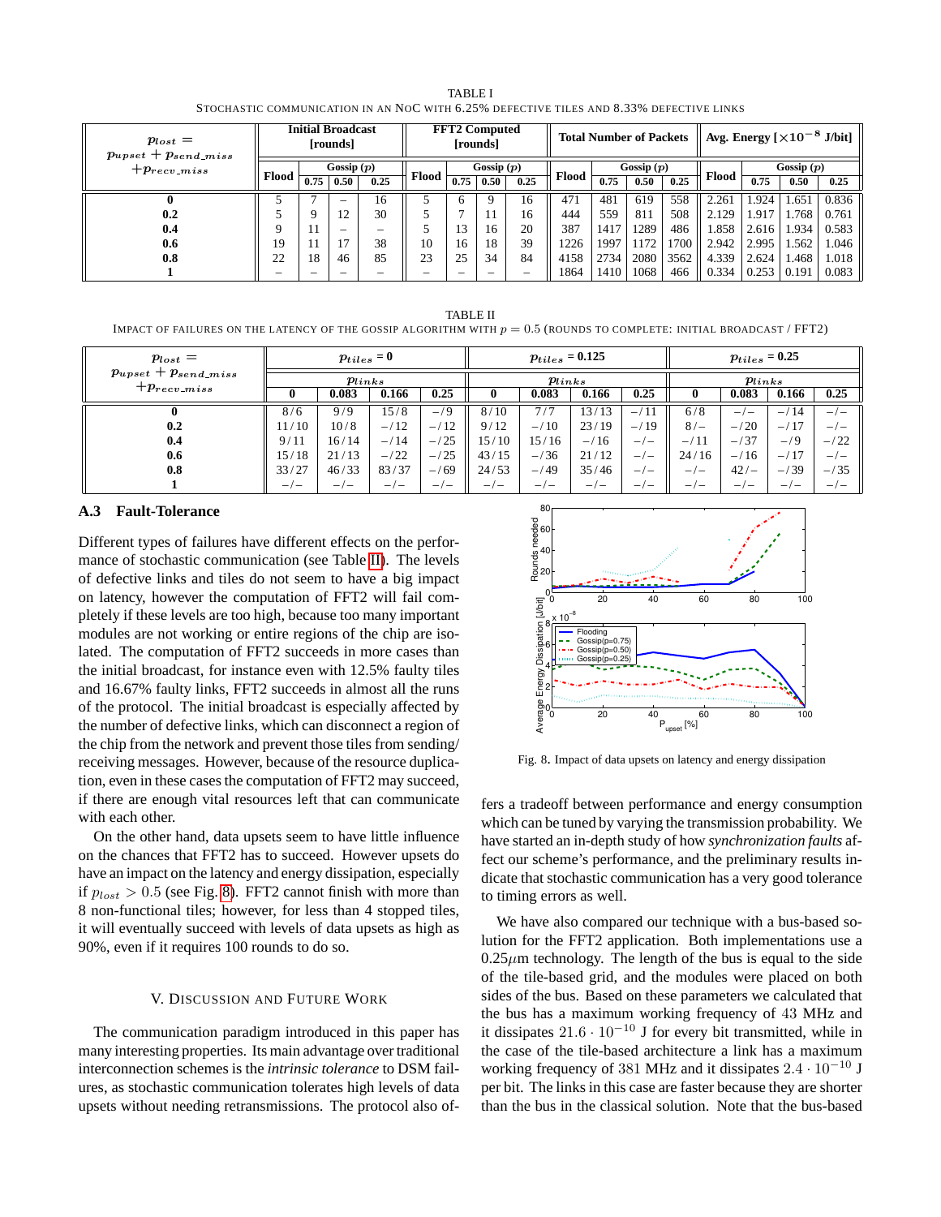TABLE I

STOCHASTIC COMMUNICATION IN AN NOC WITH 6.25% DEFECTIVE TILES AND 8.33% DEFECTIVE LINKS

| $p_{lost} = p_{upset} + p_{send\_miss} + p_{recv\_miss}$ | Initial Broadcast [rounds] | | | | FFT2 Computed [rounds] | | | | Total Number of Packets | | | | Avg. Energy [$\times 10^{-8}$ J/bit] | | | |
|---|---|---|---|---|---|---|---|---|---|---|---|---|---|---|---|---|
| | Flood | Gossip ($p$) | | | Flood | Gossip ($p$) | | | Flood | Gossip ($p$) | | | Flood | Gossip ($p$) | | |
| | | 0.75 | 0.50 | 0.25 | | 0.75 | 0.50 | 0.25 | | 0.75 | 0.50 | 0.25 | | 0.75 | 0.50 | 0.25 |
| **0** | 5 | 7 | – | 16 | 5 | 6 | 9 | 16 | 471 | 481 | 619 | 558 | 2.261 | 1.924 | 1.651 | 0.836 |
| **0.2** | 5 | 9 | 12 | 30 | 5 | 7 | 11 | 16 | 444 | 559 | 811 | 508 | 2.129 | 1.917 | 1.768 | 0.761 |
| **0.4** | 9 | 11 | – | – | 5 | 13 | 16 | 20 | 387 | 1417 | 1289 | 486 | 1.858 | 2.616 | 1.934 | 0.583 |
| **0.6** | 19 | 11 | 17 | 38 | 10 | 16 | 18 | 39 | 1226 | 1997 | 1172 | 1700 | 2.942 | 2.995 | 1.562 | 1.046 |
| **0.8** | 22 | 18 | 46 | 85 | 23 | 25 | 34 | 84 | 4158 | 2734 | 2080 | 3562 | 4.339 | 2.624 | 1.468 | 1.018 |
| **1** | – | – | – | – | – | – | – | – | 1864 | 1410 | 1068 | 466 | 0.334 | 0.253 | 0.191 | 0.083 |

TABLE II

IMPACT OF FAILURES ON THE LATENCY OF THE GOSSIP ALGORITHM WITH $p = 0.5$ (ROUNDS TO COMPLETE: INITIAL BROADCAST / FFT2)

| $p_{lost} = p_{upset} + p_{send\_miss} + p_{recv\_miss}$ | $p_{tiles} = 0$ | | | | $p_{tiles} = 0.125$ | | | | $p_{tiles} = 0.25$ | | | |
|---|---|---|---|---|---|---|---|---|---|---|---|---|
| | $p_{links}$ | | | | $p_{links}$ | | | | $p_{links}$ | | | |
| | **0** | **0.083** | **0.166** | **0.25** | **0** | **0.083** | **0.166** | **0.25** | **0** | **0.083** | **0.166** | **0.25** |
| **0** | 8/6 | 9/9 | 15/8 | –/9 | 8/10 | 7/7 | 13/13 | –/11 | 6/8 | –/– | –/14 | –/– |
| **0.2** | 11/10 | 10/8 | –/12 | –/12 | 9/12 | –/10 | 23/19 | –/19 | 8/– | –/20 | –/17 | –/– |
| **0.4** | 9/11 | 16/14 | –/14 | –/25 | 15/10 | 15/16 | –/16 | –/– | –/11 | –/37 | –/9 | –/22 |
| **0.6** | 15/18 | 21/13 | –/22 | –/25 | 43/15 | –/36 | 21/12 | –/– | 24/16 | –/16 | –/17 | –/– |
| **0.8** | 33/27 | 46/33 | 83/37 | –/69 | 24/53 | –/49 | 35/46 | –/– | –/– | 42/– | –/39 | –/35 |
| **1** | –/– | –/– | –/– | –/– | –/– | –/– | –/– | –/– | –/– | –/– | –/– | –/– |

### A.3 Fault-Tolerance

Different types of failures have different effects on the performance of stochastic communication (see Table II). The levels of defective links and tiles do not seem to have a big impact on latency, however the computation of FFT2 will fail completely if these levels are too high, because too many important modules are not working or entire regions of the chip are isolated. The computation of FFT2 succeeds in more cases than the initial broadcast, for instance even with 12.5% faulty tiles and 16.67% faulty links, FFT2 succeeds in almost all the runs of the protocol. The initial broadcast is especially affected by the number of defective links, which can disconnect a region of the chip from the network and prevent those tiles from sending/receiving messages. However, because of the resource duplication, even in these cases the computation of FFT2 may succeed, if there are enough vital resources left that can communicate with each other.

On the other hand, data upsets seem to have little influence on the chances that FFT2 has to succeed. However upsets do have an impact on the latency and energy dissipation, especially if $p_{lost} > 0.5$ (see Fig. 8). FFT2 cannot finish with more than 8 non-functional tiles; however, for less than 4 stopped tiles, it will eventually succeed with levels of data upsets as high as 90%, even if it requires 100 rounds to do so.

Fig. 8. Impact of data upsets on latency and energy dissipation

## V. Discussion and Future Work

The communication paradigm introduced in this paper has many interesting properties. Its main advantage over traditional interconnection schemes is the *intrinsic tolerance* to DSM failures, as stochastic communication tolerates high levels of data upsets without needing retransmissions. The protocol also offers a tradeoff between performance and energy consumption which can be tuned by varying the transmission probability. We have started an in-depth study of how *synchronization faults* affect our scheme's performance, and the preliminary results indicate that stochastic communication has a very good tolerance to timing errors as well.

We have also compared our technique with a bus-based solution for the FFT2 application. Both implementations use a 0.25$\mu$m technology. The length of the bus is equal to the side of the tile-based grid, and the modules were placed on both sides of the bus. Based on these parameters we calculated that the bus has a maximum working frequency of 43 MHz and it dissipates $21.6 \cdot 10^{-10}$ J for every bit transmitted, while in the case of the tile-based architecture a link has a maximum working frequency of 381 MHz and it dissipates $2.4 \cdot 10^{-10}$ J per bit. The links in this case are faster because they are shorter than the bus in the classical solution. Note that the bus-based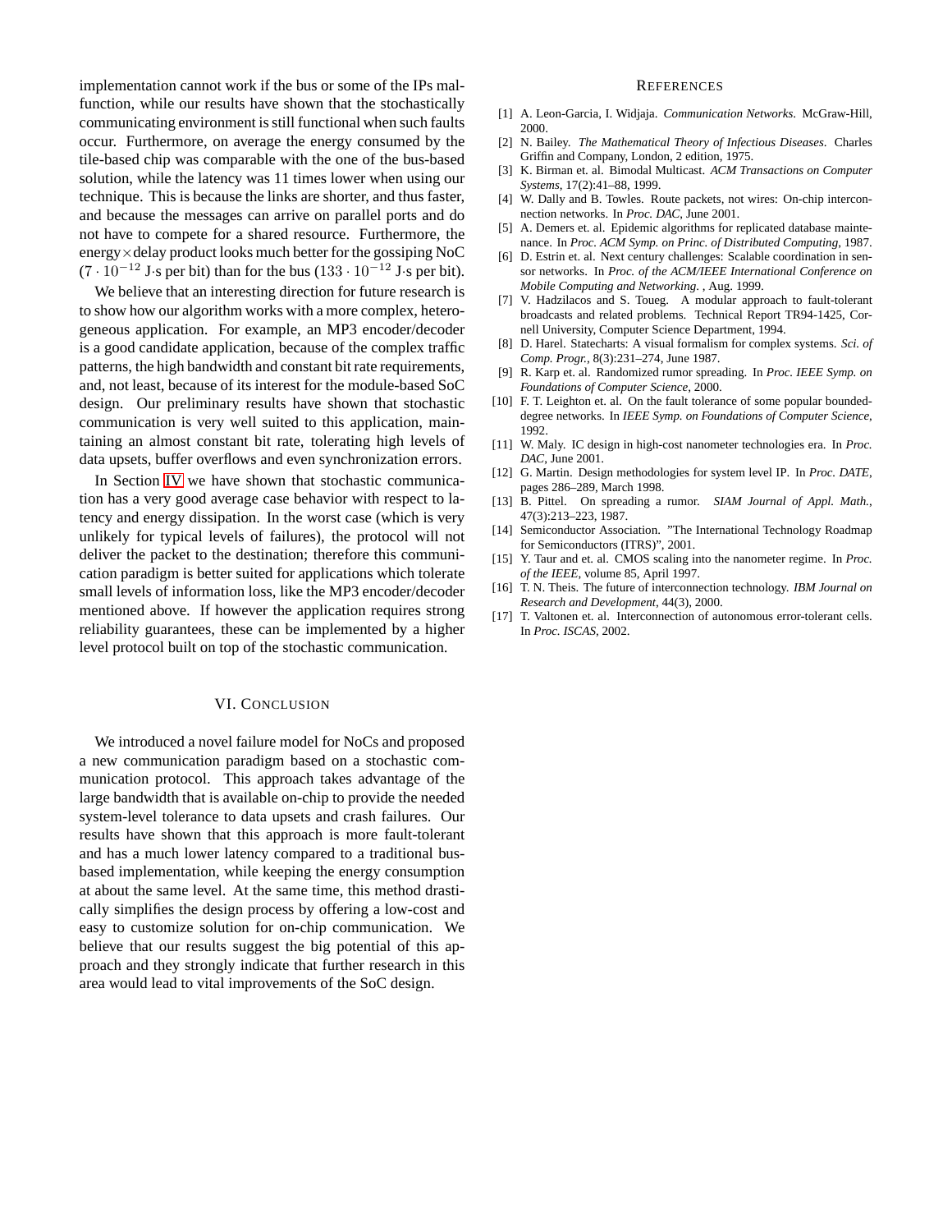implementation cannot work if the bus or some of the IPs malfunction, while our results have shown that the stochastically communicating environment is still functional when such faults occur. Furthermore, on average the energy consumed by the tile-based chip was comparable with the one of the bus-based solution, while the latency was 11 times lower when using our technique. This is because the links are shorter, and thus faster, and because the messages can arrive on parallel ports and do not have to compete for a shared resource. Furthermore, the energy$\times$delay product looks much better for the gossiping NoC ($7 \cdot 10^{-12}$ J·s per bit) than for the bus ($133 \cdot 10^{-12}$ J·s per bit).

We believe that an interesting direction for future research is to show how our algorithm works with a more complex, heterogeneous application. For example, an MP3 encoder/decoder is a good candidate application, because of the complex traffic patterns, the high bandwidth and constant bit rate requirements, and, not least, because of its interest for the module-based SoC design. Our preliminary results have shown that stochastic communication is very well suited to this application, maintaining an almost constant bit rate, tolerating high levels of data upsets, buffer overflows and even synchronization errors.

In Section IV we have shown that stochastic communication has a very good average case behavior with respect to latency and energy dissipation. In the worst case (which is very unlikely for typical levels of failures), the protocol will not deliver the packet to the destination; therefore this communication paradigm is better suited for applications which tolerate small levels of information loss, like the MP3 encoder/decoder mentioned above. If however the application requires strong reliability guarantees, these can be implemented by a higher level protocol built on top of the stochastic communication.

## VI. Conclusion

We introduced a novel failure model for NoCs and proposed a new communication paradigm based on a stochastic communication protocol. This approach takes advantage of the large bandwidth that is available on-chip to provide the needed system-level tolerance to data upsets and crash failures. Our results have shown that this approach is more fault-tolerant and has a much lower latency compared to a traditional bus-based implementation, while keeping the energy consumption at about the same level. At the same time, this method drastically simplifies the design process by offering a low-cost and easy to customize solution for on-chip communication. We believe that our results suggest the big potential of this approach and they strongly indicate that further research in this area would lead to vital improvements of the SoC design.

## References

[1] A. Leon-Garcia, I. Widjaja. *Communication Networks*. McGraw-Hill, 2000.

[2] N. Bailey. *The Mathematical Theory of Infectious Diseases*. Charles Griffin and Company, London, 2 edition, 1975.

[3] K. Birman et. al. Bimodal Multicast. *ACM Transactions on Computer Systems*, 17(2):41–88, 1999.

[4] W. Dally and B. Towles. Route packets, not wires: On-chip interconnection networks. In *Proc. DAC*, June 2001.

[5] A. Demers et. al. Epidemic algorithms for replicated database maintenance. In *Proc. ACM Symp. on Princ. of Distributed Computing*, 1987.

[6] D. Estrin et. al. Next century challenges: Scalable coordination in sensor networks. In *Proc. of the ACM/IEEE International Conference on Mobile Computing and Networking.* , Aug. 1999.

[7] V. Hadzilacos and S. Toueg. A modular approach to fault-tolerant broadcasts and related problems. Technical Report TR94-1425, Cornell University, Computer Science Department, 1994.

[8] D. Harel. Statecharts: A visual formalism for complex systems. *Sci. of Comp. Progr.*, 8(3):231–274, June 1987.

[9] R. Karp et. al. Randomized rumor spreading. In *Proc. IEEE Symp. on Foundations of Computer Science*, 2000.

[10] F. T. Leighton et. al. On the fault tolerance of some popular bounded-degree networks. In *IEEE Symp. on Foundations of Computer Science*, 1992.

[11] W. Maly. IC design in high-cost nanometer technologies era. In *Proc. DAC*, June 2001.

[12] G. Martin. Design methodologies for system level IP. In *Proc. DATE*, pages 286–289, March 1998.

[13] B. Pittel. On spreading a rumor. *SIAM Journal of Appl. Math.*, 47(3):213–223, 1987.

[14] Semiconductor Association. "The International Technology Roadmap for Semiconductors (ITRS)", 2001.

[15] Y. Taur and et. al. CMOS scaling into the nanometer regime. In *Proc. of the IEEE*, volume 85, April 1997.

[16] T. N. Theis. The future of interconnection technology. *IBM Journal on Research and Development*, 44(3), 2000.

[17] T. Valtonen et. al. Interconnection of autonomous error-tolerant cells. In *Proc. ISCAS*, 2002.